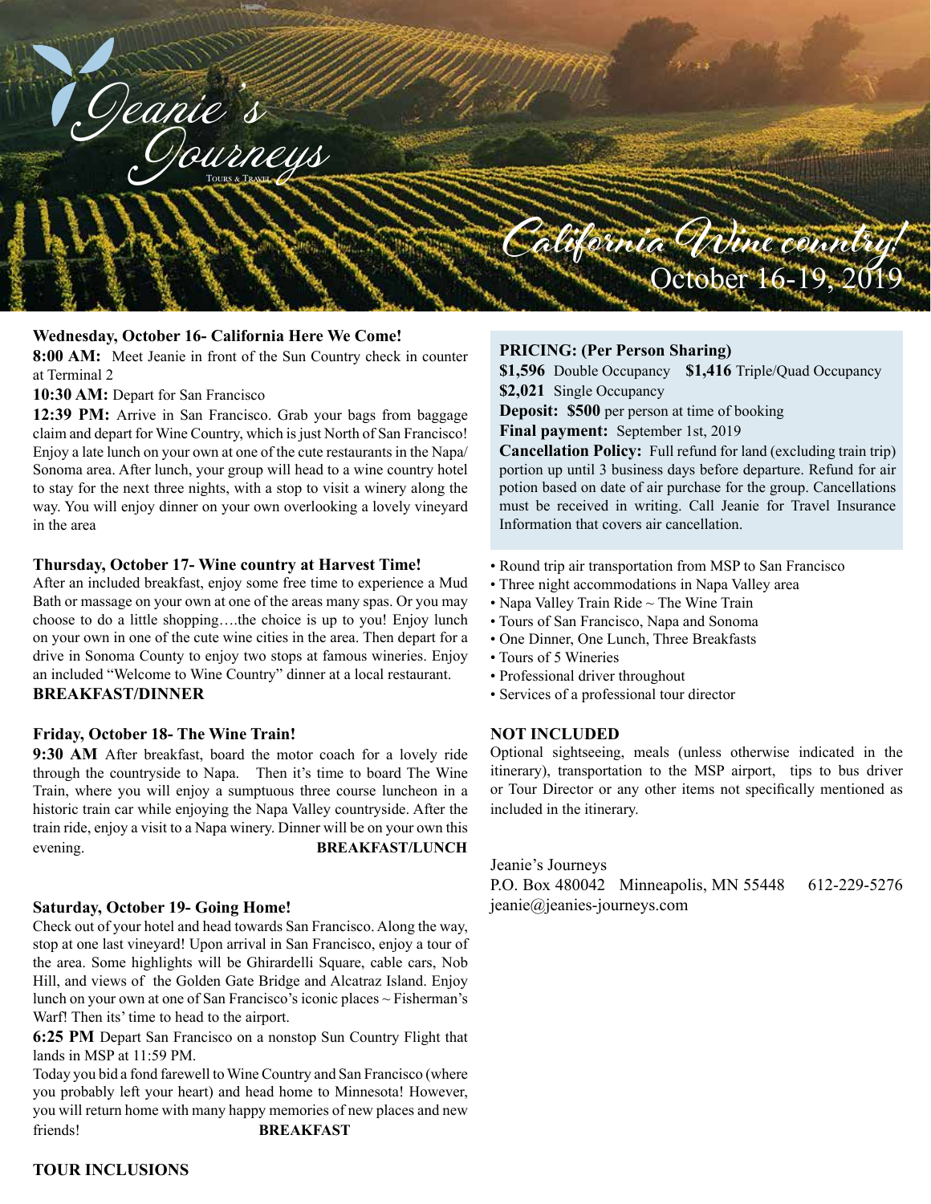Jeanie's Journeys

Tours & Travel

# California Wine country!

October 16-19, 2019

**Wednesday, October 16- California Here We Come!**

**8:00 AM:** Meet Jeanie in front of the Sun Country check in counter at Terminal 2

**10:30 AM:** Depart for San Francisco

**12:39 PM:** Arrive in San Francisco. Grab your bags from baggage claim and depart for Wine Country, which is just North of San Francisco! Enjoy a late lunch on your own at one of the cute restaurants in the Napa/Sonoma area. After lunch, your group will head to a wine country hotel to stay for the next three nights, with a stop to visit a winery along the way. You will enjoy dinner on your own overlooking a lovely vineyard in the area

**Thursday, October 17- Wine country at Harvest Time!**

After an included breakfast, enjoy some free time to experience a Mud Bath or massage on your own at one of the areas many spas. Or you may choose to do a little shopping….the choice is up to you! Enjoy lunch on your own in one of the cute wine cities in the area. Then depart for a drive in Sonoma County to enjoy two stops at famous wineries. Enjoy an included "Welcome to Wine Country" dinner at a local restaurant.

**BREAKFAST/DINNER**

**Friday, October 18- The Wine Train!**

**9:30 AM** After breakfast, board the motor coach for a lovely ride through the countryside to Napa. Then it's time to board The Wine Train, where you will enjoy a sumptuous three course luncheon in a historic train car while enjoying the Napa Valley countryside. After the train ride, enjoy a visit to a Napa winery. Dinner will be on your own this evening. **BREAKFAST/LUNCH**

**Saturday, October 19- Going Home!**

Check out of your hotel and head towards San Francisco. Along the way, stop at one last vineyard! Upon arrival in San Francisco, enjoy a tour of the area. Some highlights will be Ghirardelli Square, cable cars, Nob Hill, and views of the Golden Gate Bridge and Alcatraz Island. Enjoy lunch on your own at one of San Francisco's iconic places ~ Fisherman's Warf! Then its' time to head to the airport.

**6:25 PM** Depart San Francisco on a nonstop Sun Country Flight that lands in MSP at 11:59 PM.

Today you bid a fond farewell to Wine Country and San Francisco (where you probably left your heart) and head home to Minnesota! However, you will return home with many happy memories of new places and new friends! **BREAKFAST**

**PRICING: (Per Person Sharing)**

**$1,596** Double Occupancy **$1,416** Triple/Quad Occupancy

**$2,021** Single Occupancy

**Deposit: $500** per person at time of booking

**Final payment:** September 1st, 2019

**Cancellation Policy:** Full refund for land (excluding train trip) portion up until 3 business days before departure. Refund for air potion based on date of air purchase for the group. Cancellations must be received in writing. Call Jeanie for Travel Insurance Information that covers air cancellation.

**TOUR INCLUSIONS**

- Round trip air transportation from MSP to San Francisco
- Three night accommodations in Napa Valley area
- Napa Valley Train Ride ~ The Wine Train
- Tours of San Francisco, Napa and Sonoma
- One Dinner, One Lunch, Three Breakfasts
- Tours of 5 Wineries
- Professional driver throughout
- Services of a professional tour director

**NOT INCLUDED**

Optional sightseeing, meals (unless otherwise indicated in the itinerary), transportation to the MSP airport, tips to bus driver or Tour Director or any other items not specifically mentioned as included in the itinerary.

Jeanie's Journeys
P.O. Box 480042 Minneapolis, MN 55448 612-229-5276
jeanie@jeanies-journeys.com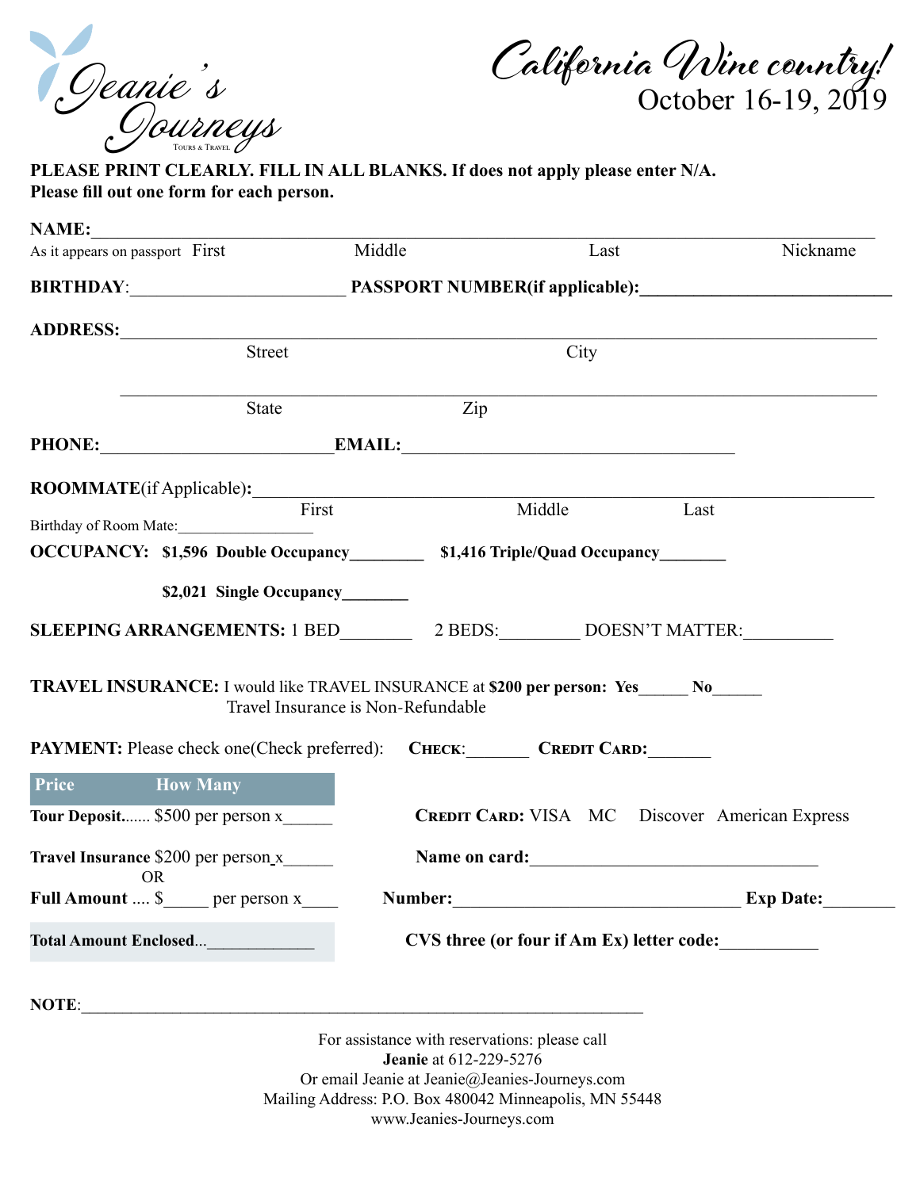Jeanie's Journeys
Tours & Travel

# California Wine country!

October 16-19, 2019

**PLEASE PRINT CLEARLY. FILL IN ALL BLANKS. If does not apply please enter N/A.**
**Please fill out one form for each person.**

**NAME:**___________________________________________________________________________
As it appears on passport First Middle Last Nickname

**BIRTHDAY**:________________________ **PASSPORT NUMBER(if applicable):**__________________________

**ADDRESS:**________________________________________________________________________
Street City

___________________________________________________________________________________
State Zip

**PHONE:**__________________________**EMAIL:**_____________________________________

**ROOMMATE**(if Applicable)**:**_____________________________________________________
First Middle Last

Birthday of Room Mate:________________

**OCCUPANCY: $1,596 Double Occupancy________ $1,416 Triple/Quad Occupancy_______**

**$2,021 Single Occupancy_______**

**SLEEPING ARRANGEMENTS:** 1 BED________ 2 BEDS:_________ DOESN'T MATTER:__________

**TRAVEL INSURANCE:** I would like TRAVEL INSURANCE at **$200 per person: Yes**_____ **No**_____
Travel Insurance is Non-Refundable

**PAYMENT:** Please check one(Check preferred): **CHECK**:_______ **CREDIT CARD:**_______

| Price | How Many |
|---|---|
| **Tour Deposit**....... $500 per person x______ | |
| **Travel Insurance** $200 per person x______ | |
| OR | |
| **Full Amount** .... $_____ per person x____ | |
| **Total Amount Enclosed**...____________ | |

**CREDIT CARD:** VISA MC Discover American Express

**Name on card:**________________________________

**Number:**________________________________ **Exp Date:**________

**CVS three (or four if Am Ex) letter code:**___________

**NOTE**:____________________________________________________________________

For assistance with reservations: please call
**Jeanie** at 612-229-5276
Or email Jeanie at Jeanie@Jeanies-Journeys.com
Mailing Address: P.O. Box 480042 Minneapolis, MN 55448
www.Jeanies-Journeys.com